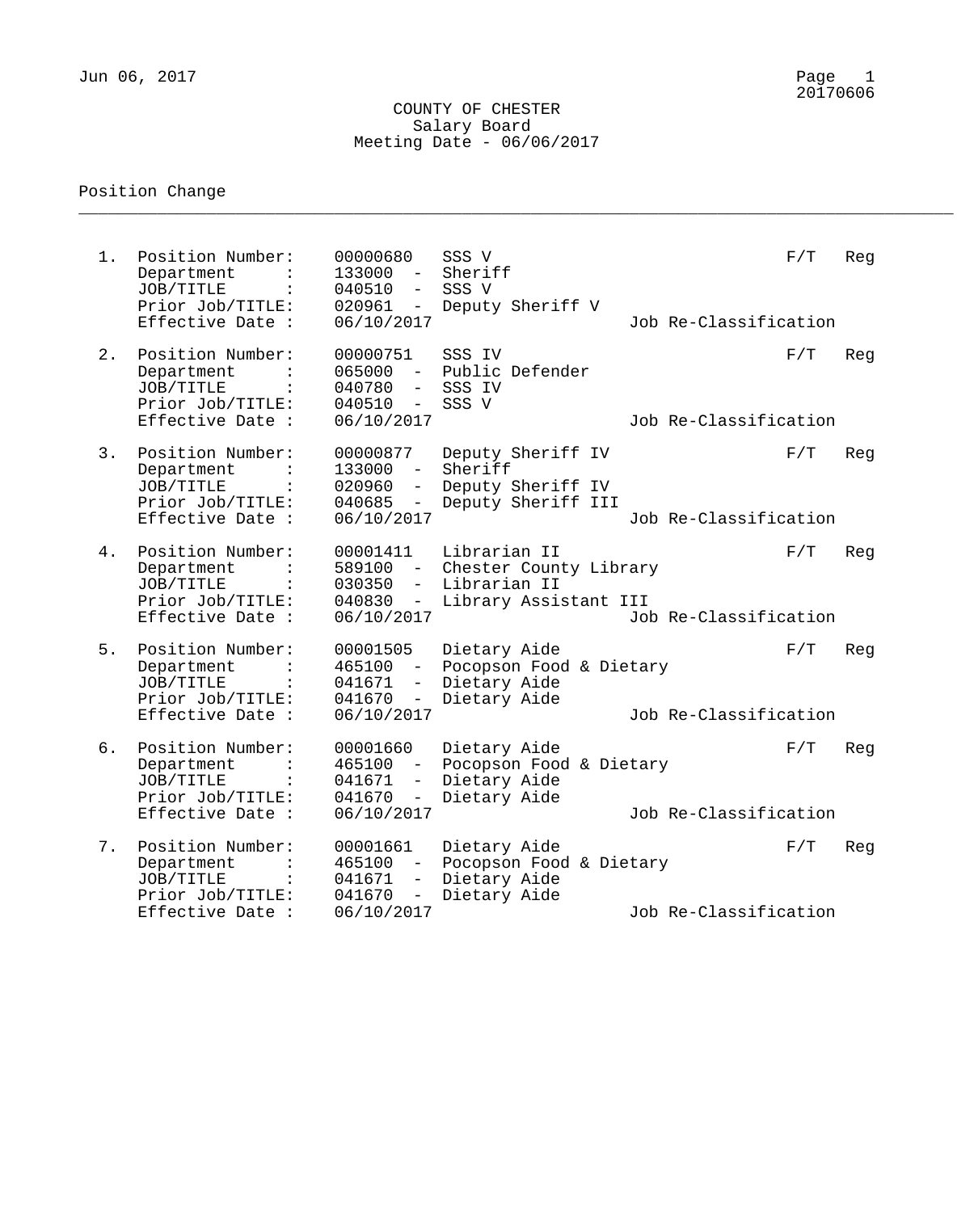Jun 06, 2017

# COUNTY OF CHESTER
## Salary Board
### Meeting Date - 06/06/2017

Position Change

---

1. Position Number: 00000680 SSS V — F/T Reg
   - Department : 133000 - Sheriff
   - JOB/TITLE : 040510 - SSS V
   - Prior Job/TITLE: 020961 - Deputy Sheriff V
   - Effective Date : 06/10/2017 — Job Re-Classification

2. Position Number: 00000751 SSS IV — F/T Reg
   - Department : 065000 - Public Defender
   - JOB/TITLE : 040780 - SSS IV
   - Prior Job/TITLE: 040510 - SSS V
   - Effective Date : 06/10/2017 — Job Re-Classification

3. Position Number: 00000877 Deputy Sheriff IV — F/T Reg
   - Department : 133000 - Sheriff
   - JOB/TITLE : 020960 - Deputy Sheriff IV
   - Prior Job/TITLE: 040685 - Deputy Sheriff III
   - Effective Date : 06/10/2017 — Job Re-Classification

4. Position Number: 00001411 Librarian II — F/T Reg
   - Department : 589100 - Chester County Library
   - JOB/TITLE : 030350 - Librarian II
   - Prior Job/TITLE: 040830 - Library Assistant III
   - Effective Date : 06/10/2017 — Job Re-Classification

5. Position Number: 00001505 Dietary Aide — F/T Reg
   - Department : 465100 - Pocopson Food & Dietary
   - JOB/TITLE : 041671 - Dietary Aide
   - Prior Job/TITLE: 041670 - Dietary Aide
   - Effective Date : 06/10/2017 — Job Re-Classification

6. Position Number: 00001660 Dietary Aide — F/T Reg
   - Department : 465100 - Pocopson Food & Dietary
   - JOB/TITLE : 041671 - Dietary Aide
   - Prior Job/TITLE: 041670 - Dietary Aide
   - Effective Date : 06/10/2017 — Job Re-Classification

7. Position Number: 00001661 Dietary Aide — F/T Reg
   - Department : 465100 - Pocopson Food & Dietary
   - JOB/TITLE : 041671 - Dietary Aide
   - Prior Job/TITLE: 041670 - Dietary Aide
   - Effective Date : 06/10/2017 — Job Re-Classification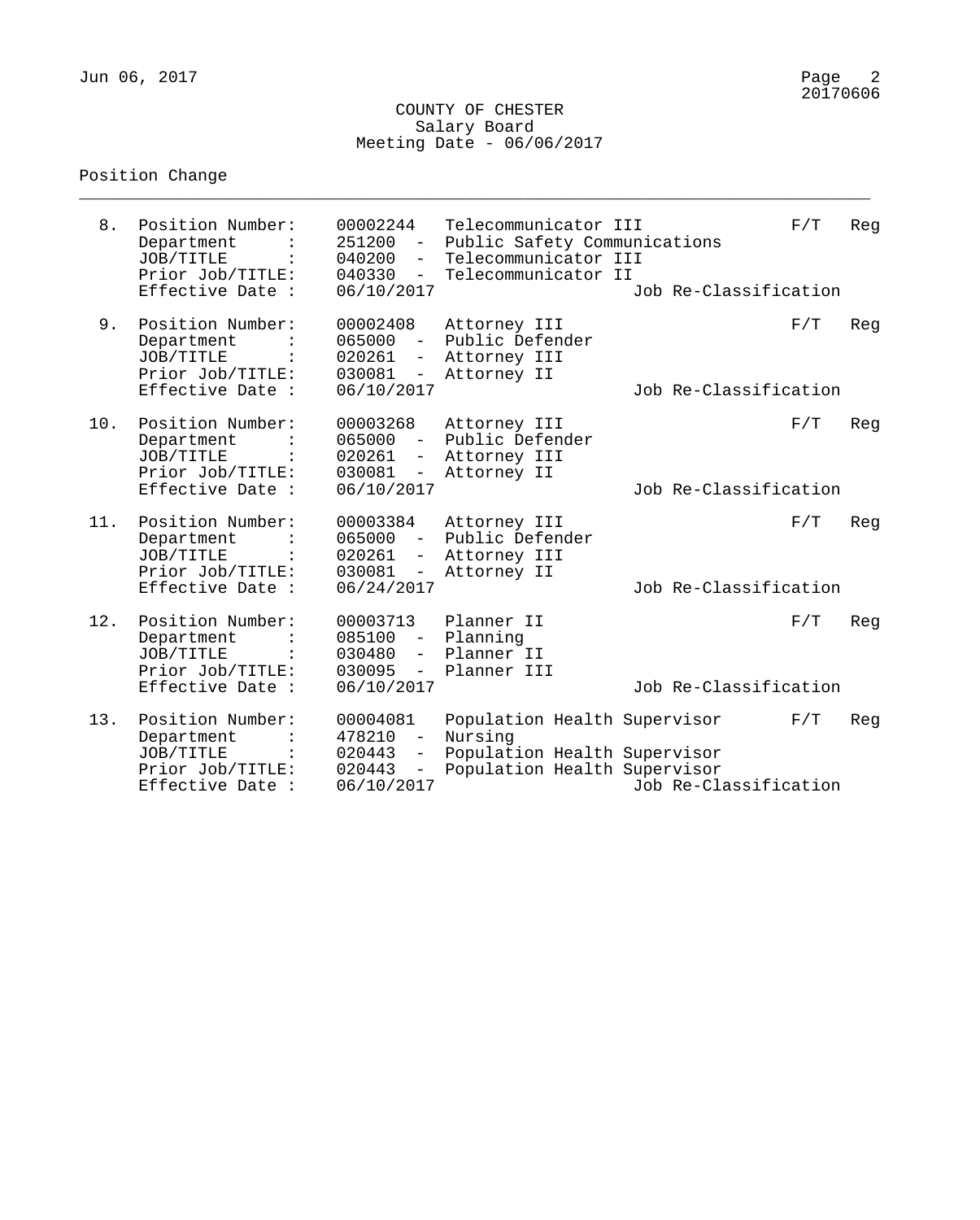COUNTY OF CHESTER
Salary Board
Meeting Date - 06/06/2017

Position Change

---

8. Position Number: 00002244 Telecommunicator III F/T Reg
   Department : 251200 - Public Safety Communications
   JOB/TITLE : 040200 - Telecommunicator III
   Prior Job/TITLE: 040330 - Telecommunicator II
   Effective Date : 06/10/2017 Job Re-Classification

9. Position Number: 00002408 Attorney III F/T Reg
   Department : 065000 - Public Defender
   JOB/TITLE : 020261 - Attorney III
   Prior Job/TITLE: 030081 - Attorney II
   Effective Date : 06/10/2017 Job Re-Classification

10. Position Number: 00003268 Attorney III F/T Reg
    Department : 065000 - Public Defender
    JOB/TITLE : 020261 - Attorney III
    Prior Job/TITLE: 030081 - Attorney II
    Effective Date : 06/10/2017 Job Re-Classification

11. Position Number: 00003384 Attorney III F/T Reg
    Department : 065000 - Public Defender
    JOB/TITLE : 020261 - Attorney III
    Prior Job/TITLE: 030081 - Attorney II
    Effective Date : 06/24/2017 Job Re-Classification

12. Position Number: 00003713 Planner II F/T Reg
    Department : 085100 - Planning
    JOB/TITLE : 030480 - Planner II
    Prior Job/TITLE: 030095 - Planner III
    Effective Date : 06/10/2017 Job Re-Classification

13. Position Number: 00004081 Population Health Supervisor F/T Reg
    Department : 478210 - Nursing
    JOB/TITLE : 020443 - Population Health Supervisor
    Prior Job/TITLE: 020443 - Population Health Supervisor
    Effective Date : 06/10/2017 Job Re-Classification